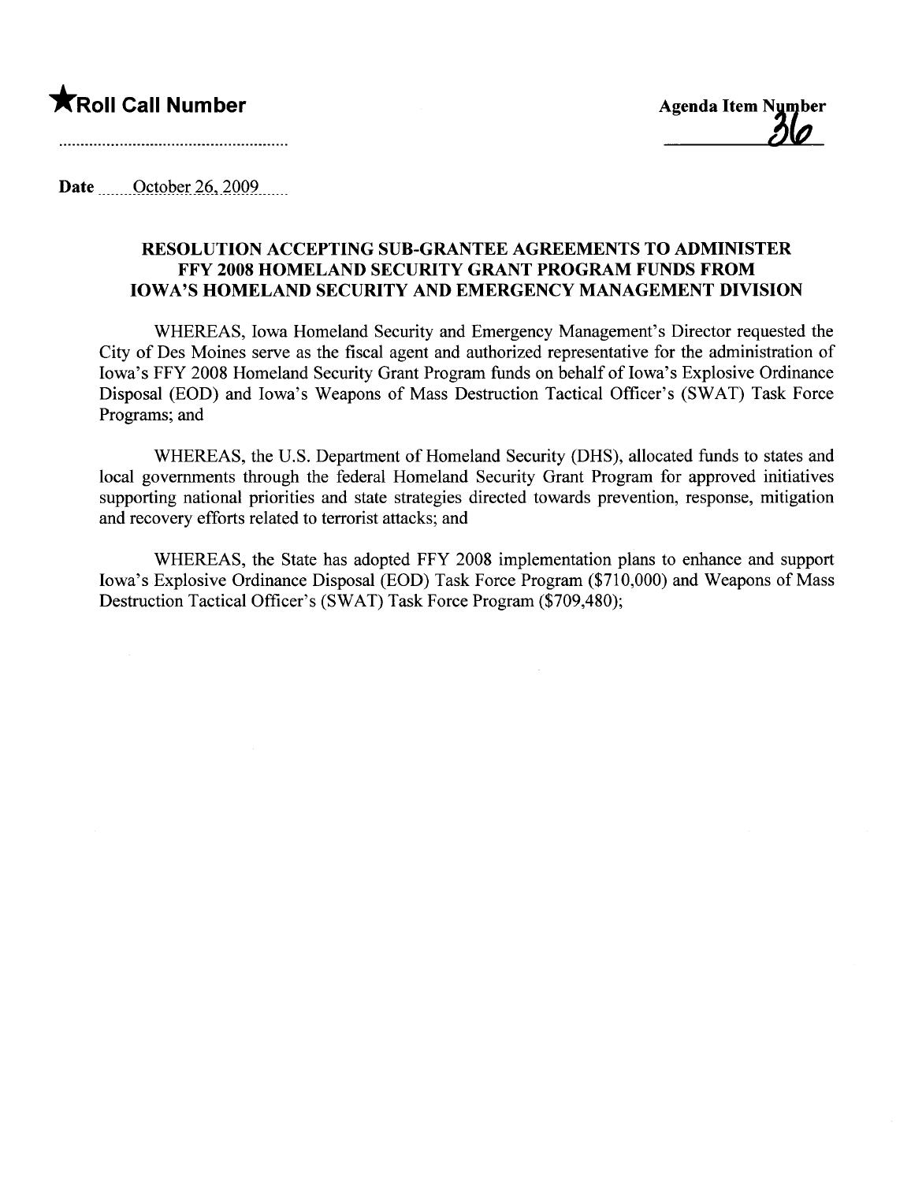★**Roll Call Number**

**Agenda Item Number** 36

Date October 26, 2009

### RESOLUTION ACCEPTING SUB-GRANTEE AGREEMENTS TO ADMINISTER FFY 2008 HOMELAND SECURITY GRANT PROGRAM FUNDS FROM IOWA'S HOMELAND SECURITY AND EMERGENCY MANAGEMENT DIVISION

WHEREAS, Iowa Homeland Security and Emergency Management's Director requested the City of Des Moines serve as the fiscal agent and authorized representative for the administration of Iowa's FFY 2008 Homeland Security Grant Program funds on behalf of Iowa's Explosive Ordinance Disposal (EOD) and Iowa's Weapons of Mass Destruction Tactical Officer's (SWAT) Task Force Programs; and

WHEREAS, the U.S. Department of Homeland Security (DHS), allocated funds to states and local governments through the federal Homeland Security Grant Program for approved initiatives supporting national priorities and state strategies directed towards prevention, response, mitigation and recovery efforts related to terrorist attacks; and

WHEREAS, the State has adopted FFY 2008 implementation plans to enhance and support Iowa's Explosive Ordinance Disposal (EOD) Task Force Program ($710,000) and Weapons of Mass Destruction Tactical Officer's (SWAT) Task Force Program ($709,480);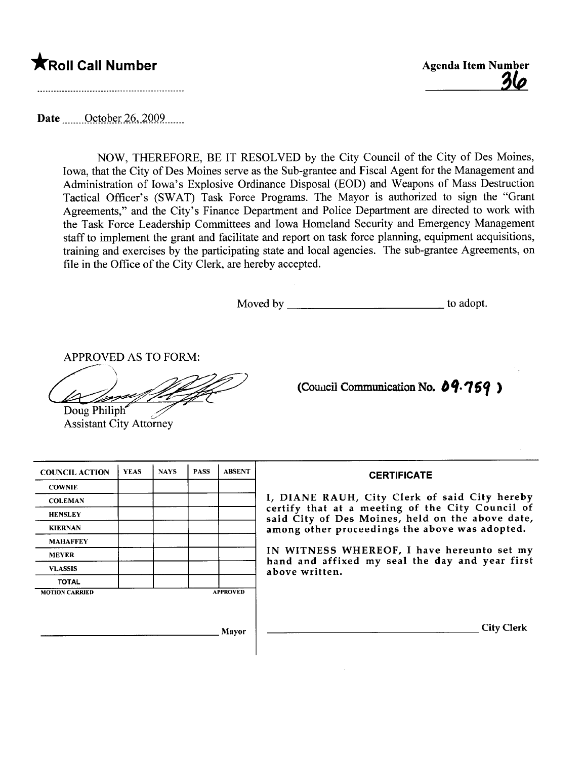★**Roll Call Number**

..........................................................

Agenda Item Number

36

Date October 26, 2009

NOW, THEREFORE, BE IT RESOLVED by the City Council of the City of Des Moines, Iowa, that the City of Des Moines serve as the Sub-grantee and Fiscal Agent for the Management and Administration of Iowa's Explosive Ordinance Disposal (EOD) and Weapons of Mass Destruction Tactical Officer's (SWAT) Task Force Programs. The Mayor is authorized to sign the "Grant Agreements," and the City's Finance Department and Police Department are directed to work with the Task Force Leadership Committees and Iowa Homeland Security and Emergency Management staff to implement the grant and facilitate and report on task force planning, equipment acquisitions, training and exercises by the participating state and local agencies. The sub-grantee Agreements, on file in the Office of the City Clerk, are hereby accepted.

Moved by ______________________ to adopt.

APPROVED AS TO FORM:

Doug Philiph
Assistant City Attorney

(Council Communication No. 09-759)

| COUNCIL ACTION | YEAS | NAYS | PASS | ABSENT |
|---|---|---|---|---|
| COWNIE | | | | |
| COLEMAN | | | | |
| HENSLEY | | | | |
| KIERNAN | | | | |
| MAHAFFEY | | | | |
| MEYER | | | | |
| VLASSIS | | | | |
| TOTAL | | | | |

MOTION CARRIED APPROVED

______________________ Mayor

**CERTIFICATE**

I, DIANE RAUH, City Clerk of said City hereby certify that at a meeting of the City Council of said City of Des Moines, held on the above date, among other proceedings the above was adopted.

IN WITNESS WHEREOF, I have hereunto set my hand and affixed my seal the day and year first above written.

______________________ City Clerk